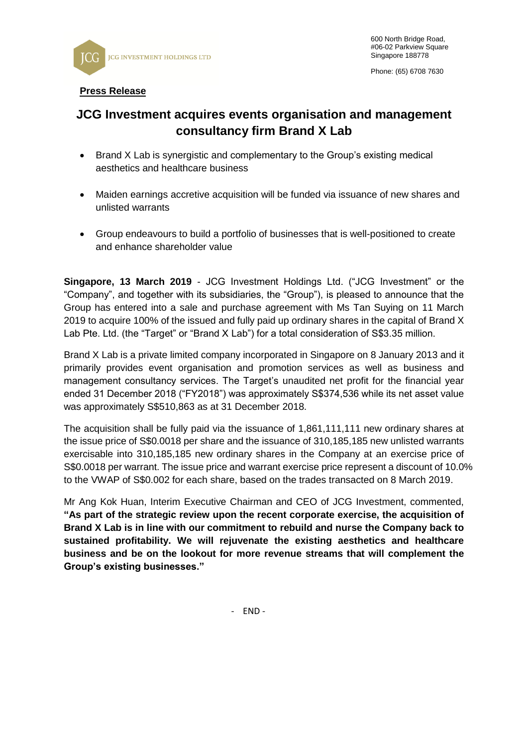JCG INVESTMENT HOLDINGS LTD

600 North Bridge Road,
#06-02 Parkview Square
Singapore 188778

Phone: (65) 6708 7630

**Press Release**

# JCG Investment acquires events organisation and management consultancy firm Brand X Lab

- Brand X Lab is synergistic and complementary to the Group's existing medical aesthetics and healthcare business
- Maiden earnings accretive acquisition will be funded via issuance of new shares and unlisted warrants
- Group endeavours to build a portfolio of businesses that is well-positioned to create and enhance shareholder value

**Singapore, 13 March 2019** - JCG Investment Holdings Ltd. ("JCG Investment" or the "Company", and together with its subsidiaries, the "Group"), is pleased to announce that the Group has entered into a sale and purchase agreement with Ms Tan Suying on 11 March 2019 to acquire 100% of the issued and fully paid up ordinary shares in the capital of Brand X Lab Pte. Ltd. (the "Target" or "Brand X Lab") for a total consideration of S$3.35 million.

Brand X Lab is a private limited company incorporated in Singapore on 8 January 2013 and it primarily provides event organisation and promotion services as well as business and management consultancy services. The Target's unaudited net profit for the financial year ended 31 December 2018 ("FY2018") was approximately S$374,536 while its net asset value was approximately S$510,863 as at 31 December 2018.

The acquisition shall be fully paid via the issuance of 1,861,111,111 new ordinary shares at the issue price of S$0.0018 per share and the issuance of 310,185,185 new unlisted warrants exercisable into 310,185,185 new ordinary shares in the Company at an exercise price of S$0.0018 per warrant. The issue price and warrant exercise price represent a discount of 10.0% to the VWAP of S$0.002 for each share, based on the trades transacted on 8 March 2019.

Mr Ang Kok Huan, Interim Executive Chairman and CEO of JCG Investment, commented, **"As part of the strategic review upon the recent corporate exercise, the acquisition of Brand X Lab is in line with our commitment to rebuild and nurse the Company back to sustained profitability. We will rejuvenate the existing aesthetics and healthcare business and be on the lookout for more revenue streams that will complement the Group's existing businesses."**

\- END -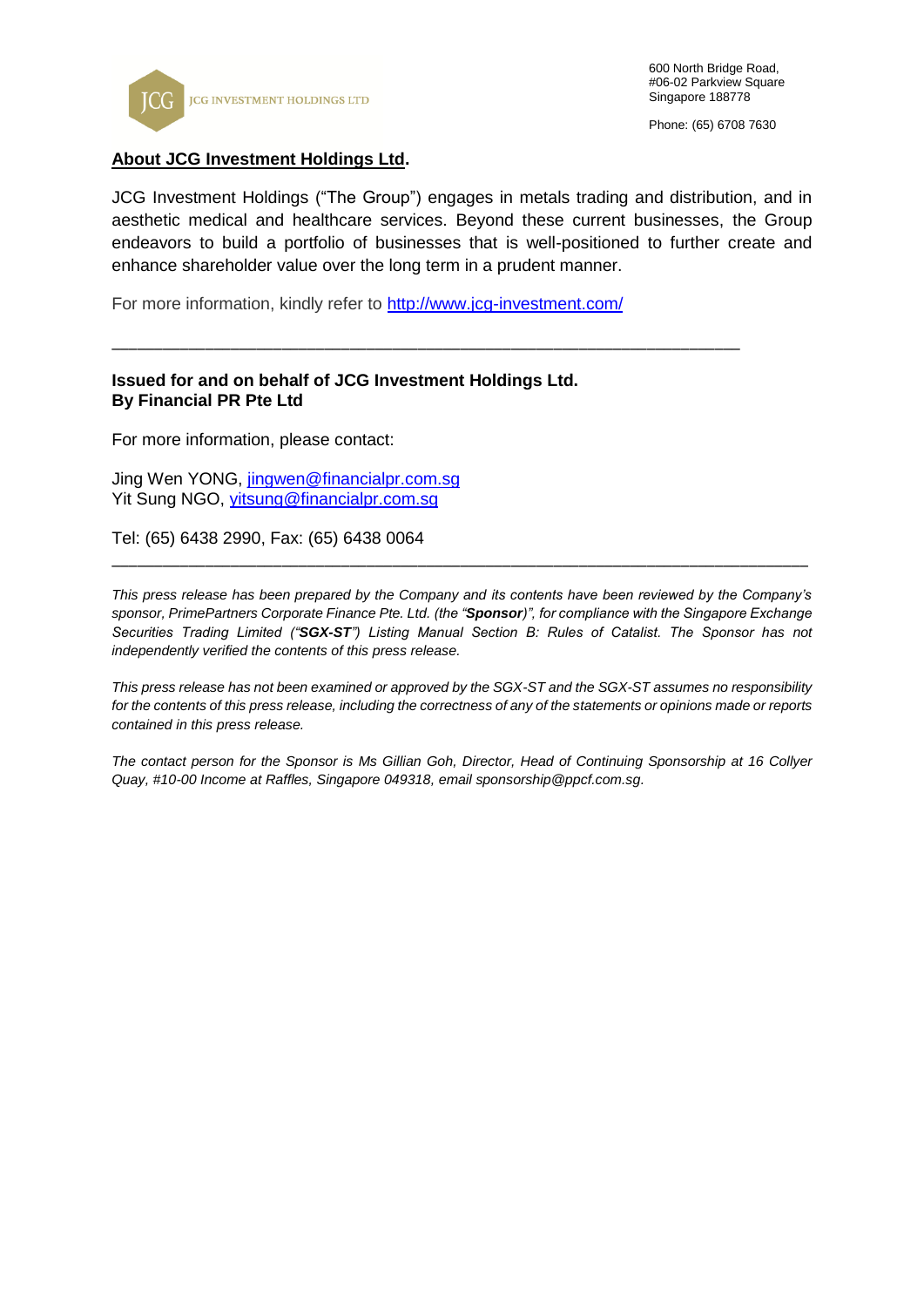JCG INVESTMENT HOLDINGS LTD

600 North Bridge Road,
#06-02 Parkview Square
Singapore 188778

Phone: (65) 6708 7630

## About JCG Investment Holdings Ltd.

JCG Investment Holdings ("The Group") engages in metals trading and distribution, and in aesthetic medical and healthcare services. Beyond these current businesses, the Group endeavors to build a portfolio of businesses that is well-positioned to further create and enhance shareholder value over the long term in a prudent manner.

For more information, kindly refer to [http://www.jcg-investment.com/](http://www.jcg-investment.com/)

---

**Issued for and on behalf of JCG Investment Holdings Ltd.**
**By Financial PR Pte Ltd**

For more information, please contact:

Jing Wen YONG, jingwen@financialpr.com.sg
Yit Sung NGO, yitsung@financialpr.com.sg

Tel: (65) 6438 2990, Fax: (65) 6438 0064

---

*This press release has been prepared by the Company and its contents have been reviewed by the Company's sponsor, PrimePartners Corporate Finance Pte. Ltd. (the "**Sponsor**)", for compliance with the Singapore Exchange Securities Trading Limited ("**SGX-ST**") Listing Manual Section B: Rules of Catalist. The Sponsor has not independently verified the contents of this press release.*

*This press release has not been examined or approved by the SGX-ST and the SGX-ST assumes no responsibility for the contents of this press release, including the correctness of any of the statements or opinions made or reports contained in this press release.*

*The contact person for the Sponsor is Ms Gillian Goh, Director, Head of Continuing Sponsorship at 16 Collyer Quay, #10-00 Income at Raffles, Singapore 049318, email sponsorship@ppcf.com.sg.*